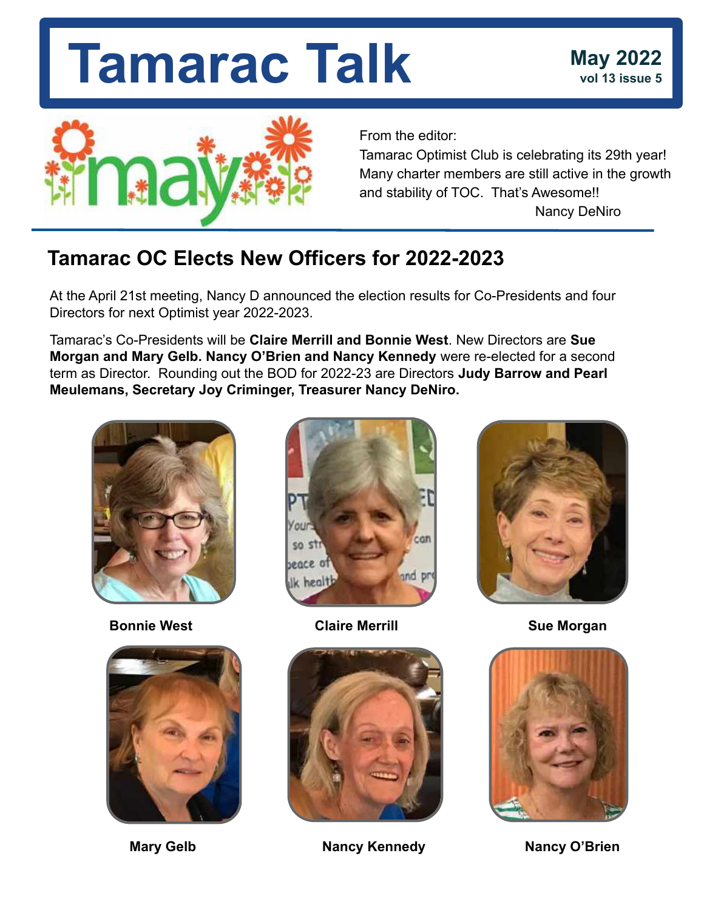# Tamarac Talk

**May 2022**
**vol 13 issue 5**

From the editor:
Tamarac Optimist Club is celebrating its 29th year! Many charter members are still active in the growth and stability of TOC. That's Awesome!!
Nancy DeNiro

## Tamarac OC Elects New Officers for 2022-2023

At the April 21st meeting, Nancy D announced the election results for Co-Presidents and four Directors for next Optimist year 2022-2023.

Tamarac's Co-Presidents will be **Claire Merrill and Bonnie West**. New Directors are **Sue Morgan and Mary Gelb. Nancy O'Brien and Nancy Kennedy** were re-elected for a second term as Director. Rounding out the BOD for 2022-23 are Directors **Judy Barrow and Pearl Meulemans, Secretary Joy Criminger, Treasurer Nancy DeNiro.**

**Bonnie West**

**Claire Merrill**

**Sue Morgan**

**Mary Gelb**

**Nancy Kennedy**

**Nancy O'Brien**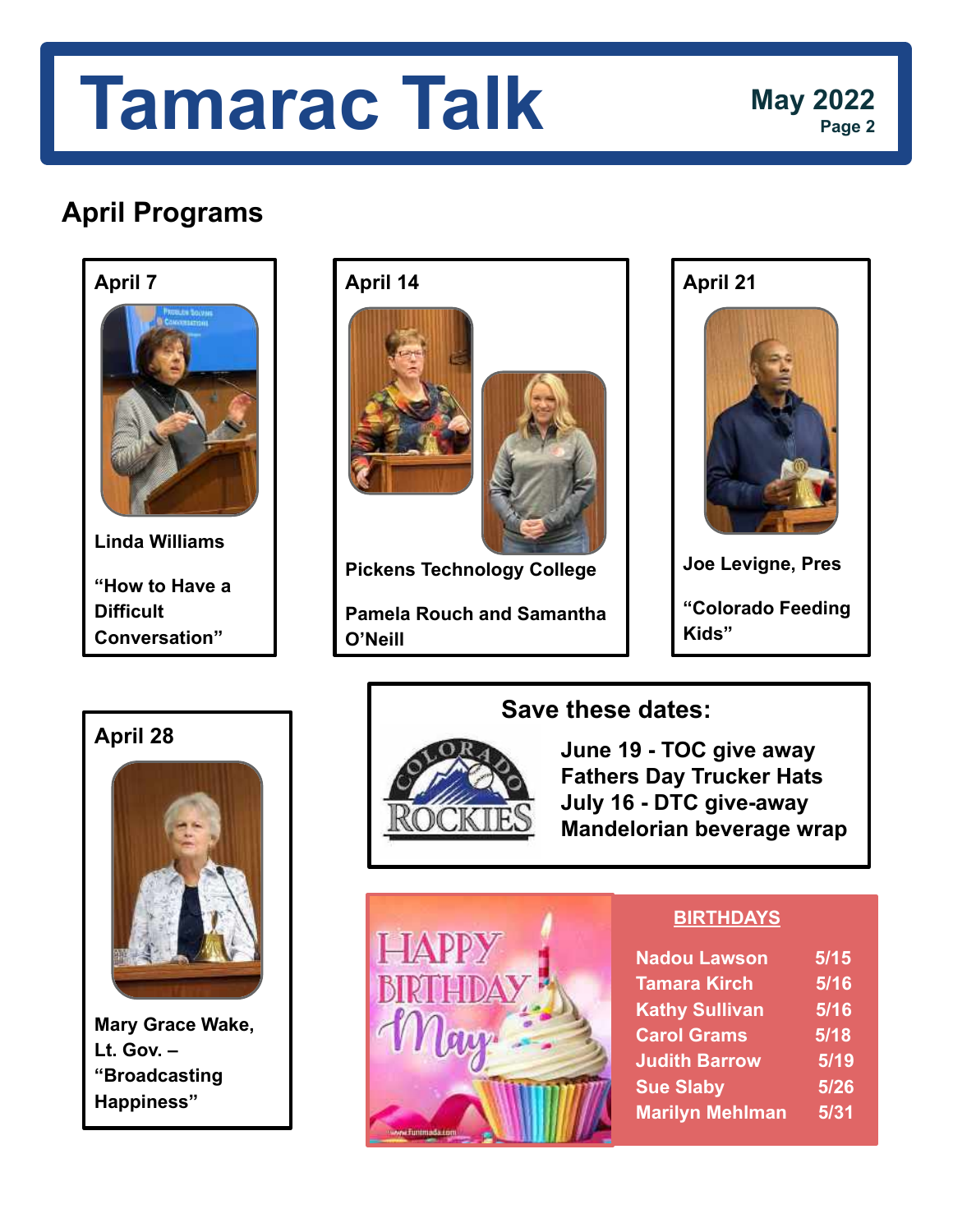# Tamarac Talk

**May 2022**

## April Programs

### April 7

**Linda Williams**

**"How to Have a Difficult Conversation"**

### April 14

**Pickens Technology College**

**Pamela Rouch and Samantha O'Neill**

### April 21

**Joe Levigne, Pres**

**"Colorado Feeding Kids"**

### April 28

**Mary Grace Wake, Lt. Gov. – "Broadcasting Happiness"**

### Save these dates:

**June 19 - TOC give away Fathers Day Trucker Hats**
**July 16 - DTC give-away Mandelorian beverage wrap**

### BIRTHDAYS

| Name | Date |
|---|---|
| Nadou Lawson | 5/15 |
| Tamara Kirch | 5/16 |
| Kathy Sullivan | 5/16 |
| Carol Grams | 5/18 |
| Judith Barrow | 5/19 |
| Sue Slaby | 5/26 |
| Marilyn Mehlman | 5/31 |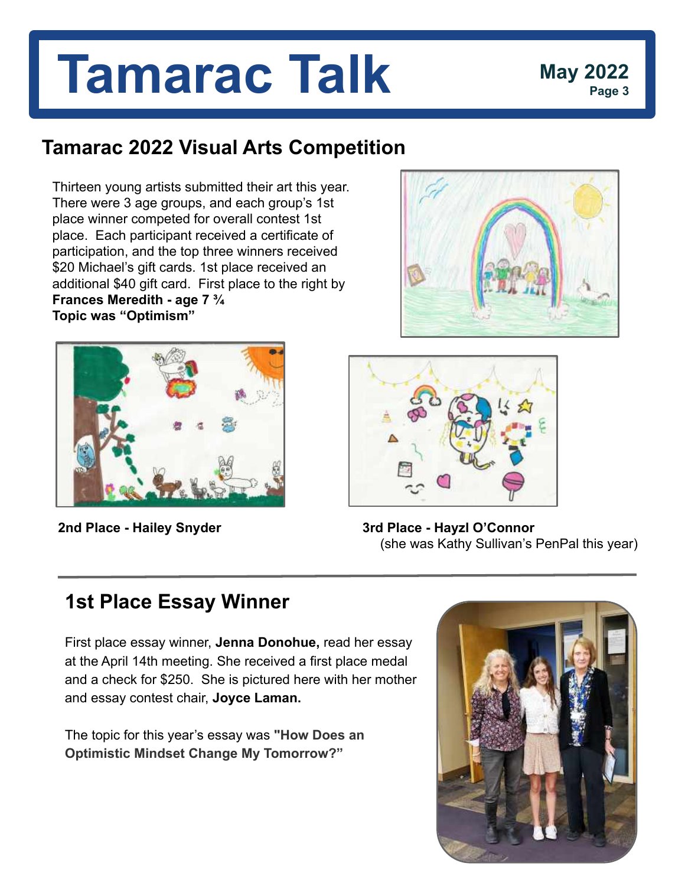# Tamarac Talk

**May 2022**

## Tamarac 2022 Visual Arts Competition

Thirteen young artists submitted their art this year. There were 3 age groups, and each group's 1st place winner competed for overall contest 1st place. Each participant received a certificate of participation, and the top three winners received $20 Michael's gift cards. 1st place received an additional $40 gift card. First place to the right by **Frances Meredith - age 7 ¾**
**Topic was "Optimism"**

**2nd Place - Hailey Snyder**

**3rd Place - Hayzl O'Connor**
(she was Kathy Sullivan's PenPal this year)

---

## 1st Place Essay Winner

First place essay winner, **Jenna Donohue,** read her essay at the April 14th meeting. She received a first place medal and a check for $250. She is pictured here with her mother and essay contest chair, **Joyce Laman.**

The topic for this year's essay was **"How Does an Optimistic Mindset Change My Tomorrow?"**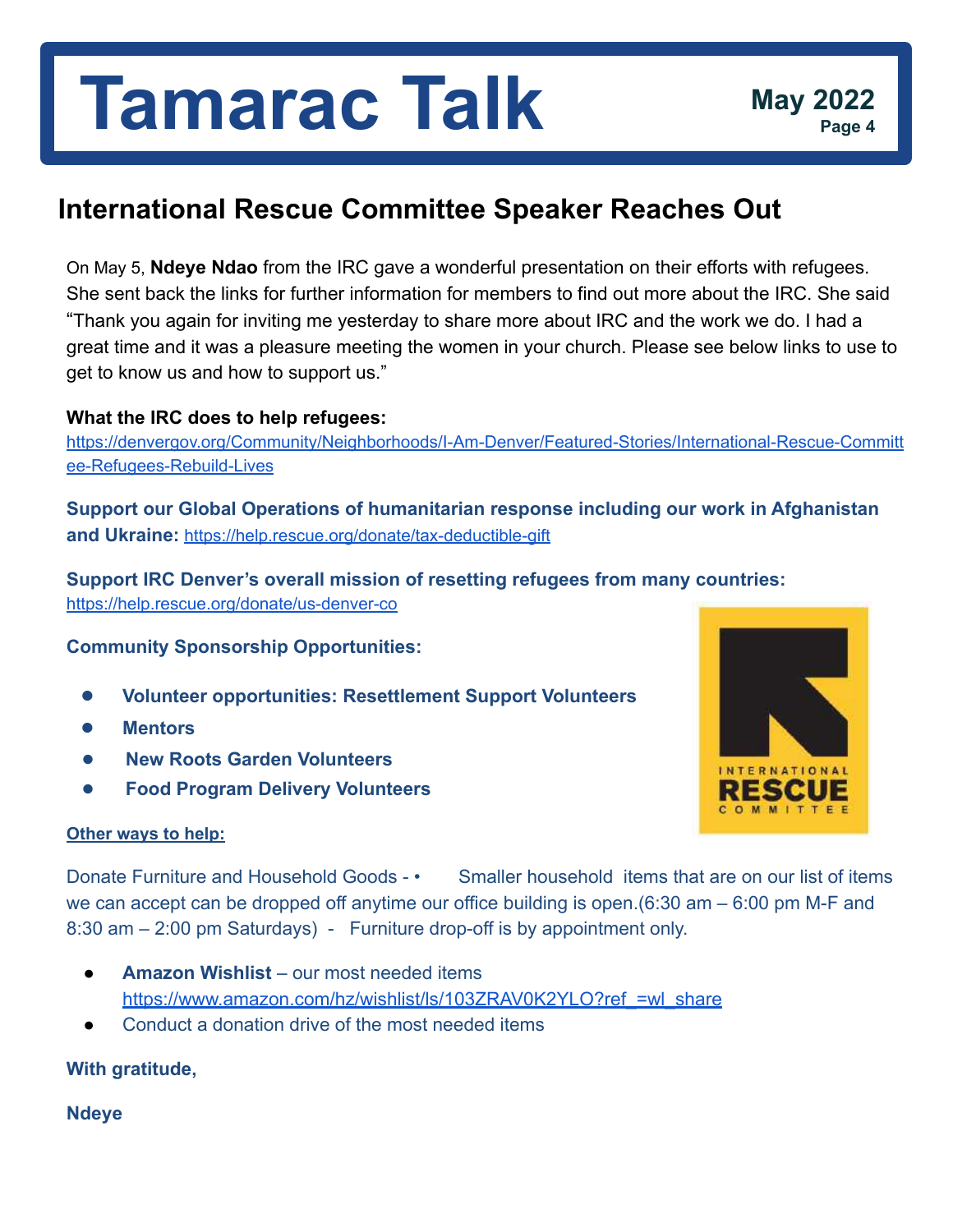# Tamarac Talk

May 2022

## International Rescue Committee Speaker Reaches Out

On May 5, **Ndeye Ndao** from the IRC gave a wonderful presentation on their efforts with refugees. She sent back the links for further information for members to find out more about the IRC. She said "Thank you again for inviting me yesterday to share more about IRC and the work we do. I had a great time and it was a pleasure meeting the women in your church. Please see below links to use to get to know us and how to support us."

**What the IRC does to help refugees:**
https://denvergov.org/Community/Neighborhoods/I-Am-Denver/Featured-Stories/International-Rescue-Committee-Refugees-Rebuild-Lives

**Support our Global Operations of humanitarian response including our work in Afghanistan and Ukraine:** https://help.rescue.org/donate/tax-deductible-gift

**Support IRC Denver's overall mission of resetting refugees from many countries:**
https://help.rescue.org/donate/us-denver-co

**Community Sponsorship Opportunities:**

- **Volunteer opportunities: Resettlement Support Volunteers**
- **Mentors**
- **New Roots Garden Volunteers**
- **Food Program Delivery Volunteers**

**Other ways to help:**

Donate Furniture and Household Goods - • Smaller household items that are on our list of items we can accept can be dropped off anytime our office building is open.(6:30 am – 6:00 pm M-F and 8:30 am – 2:00 pm Saturdays) - Furniture drop-off is by appointment only.

- **Amazon Wishlist** – our most needed items
  https://www.amazon.com/hz/wishlist/ls/103ZRAV0K2YLO?ref_=wl_share
- Conduct a donation drive of the most needed items

**With gratitude,**

**Ndeye**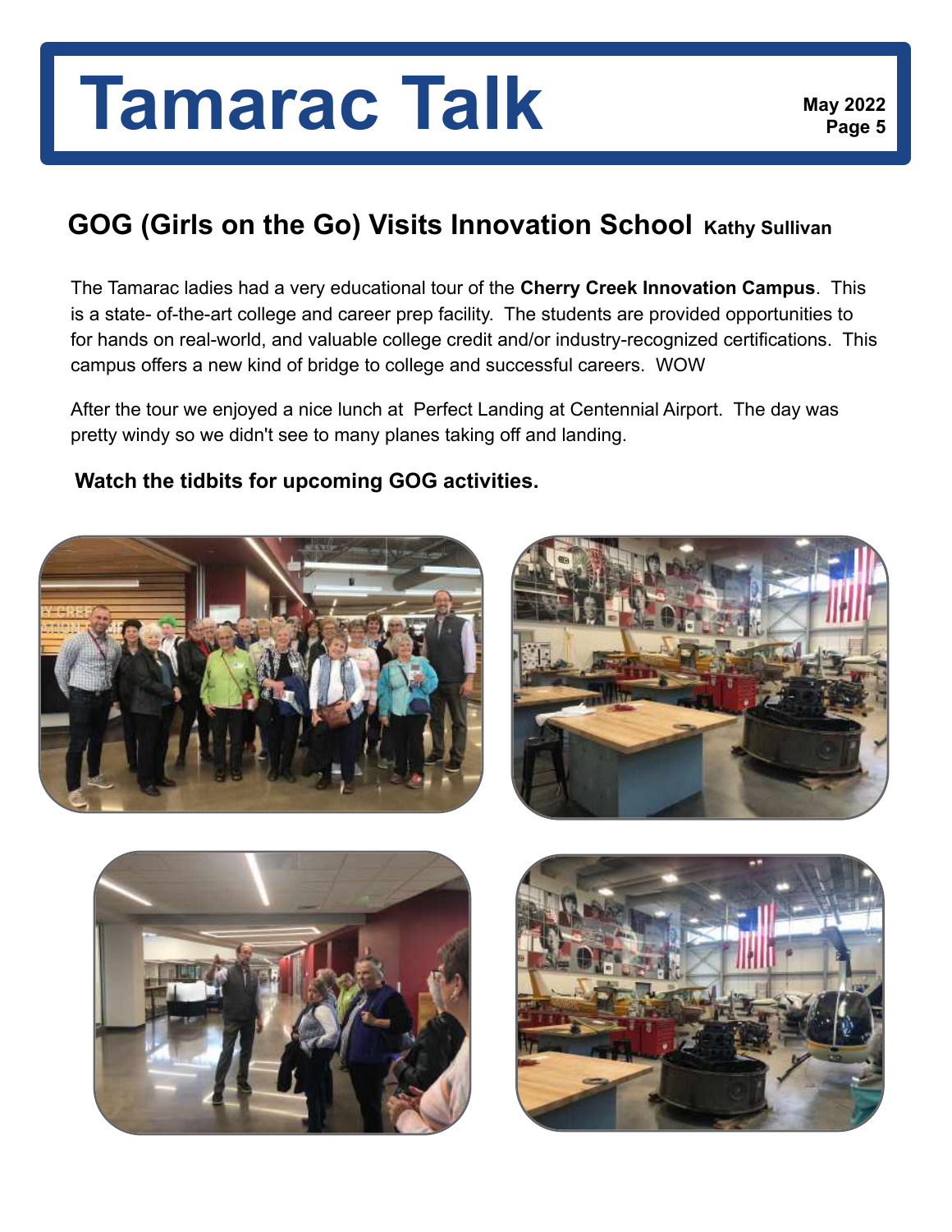## GOG (Girls on the Go) Visits Innovation School **Kathy Sullivan**

The Tamarac ladies had a very educational tour of the **Cherry Creek Innovation Campus**. This is a state- of-the-art college and career prep facility. The students are provided opportunities to for hands on real-world, and valuable college credit and/or industry-recognized certifications. This campus offers a new kind of bridge to college and successful careers. WOW

After the tour we enjoyed a nice lunch at Perfect Landing at Centennial Airport. The day was pretty windy so we didn't see to many planes taking off and landing.

**Watch the tidbits for upcoming GOG activities.**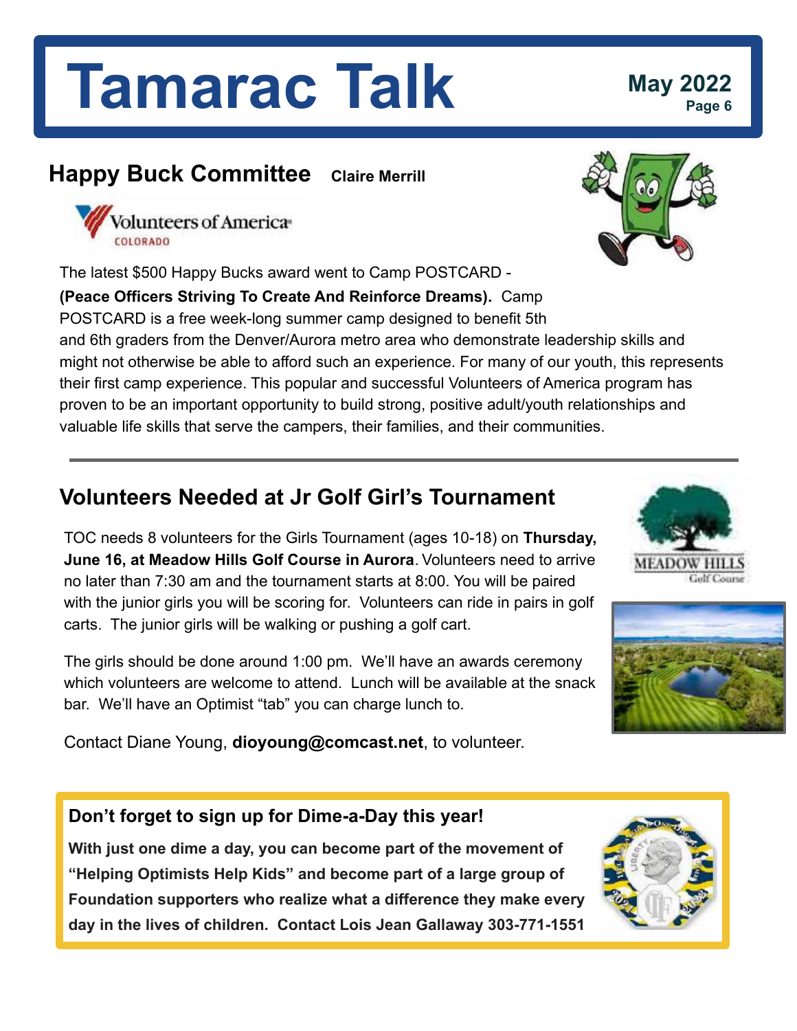# Tamarac Talk

**May 2022**

## Happy Buck Committee

**Claire Merrill**

The latest $500 Happy Bucks award went to Camp POSTCARD - **(Peace Officers Striving To Create And Reinforce Dreams).** Camp POSTCARD is a free week-long summer camp designed to benefit 5th and 6th graders from the Denver/Aurora metro area who demonstrate leadership skills and might not otherwise be able to afford such an experience. For many of our youth, this represents their first camp experience. This popular and successful Volunteers of America program has proven to be an important opportunity to build strong, positive adult/youth relationships and valuable life skills that serve the campers, their families, and their communities.

---

## Volunteers Needed at Jr Golf Girl's Tournament

TOC needs 8 volunteers for the Girls Tournament (ages 10-18) on **Thursday, June 16, at Meadow Hills Golf Course in Aurora**. Volunteers need to arrive no later than 7:30 am and the tournament starts at 8:00. You will be paired with the junior girls you will be scoring for. Volunteers can ride in pairs in golf carts. The junior girls will be walking or pushing a golf cart.

The girls should be done around 1:00 pm. We'll have an awards ceremony which volunteers are welcome to attend. Lunch will be available at the snack bar. We'll have an Optimist "tab" you can charge lunch to.

Contact Diane Young, **dioyoung@comcast.net**, to volunteer.

### Don't forget to sign up for Dime-a-Day this year!

**With just one dime a day, you can become part of the movement of "Helping Optimists Help Kids" and become part of a large group of Foundation supporters who realize what a difference they make every day in the lives of children. Contact Lois Jean Gallaway 303-771-1551**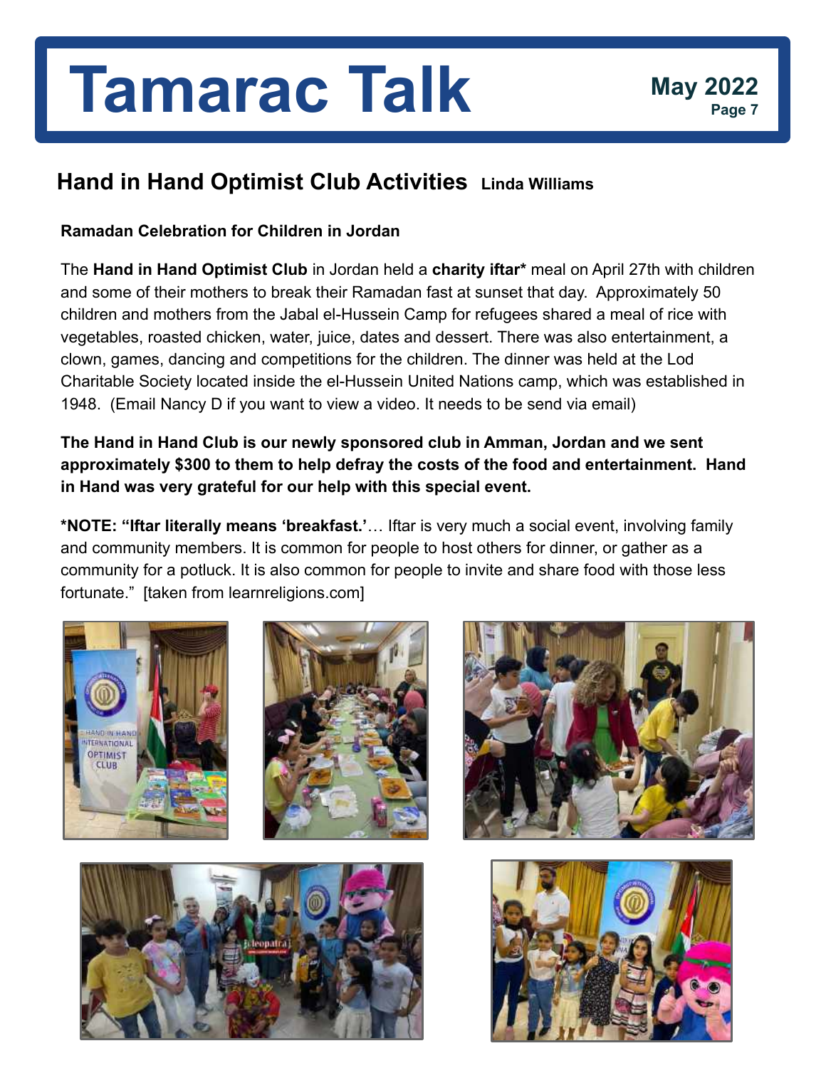## Hand in Hand Optimist Club Activities **Linda Williams**

**Ramadan Celebration for Children in Jordan**

The **Hand in Hand Optimist Club** in Jordan held a **charity iftar*** meal on April 27th with children and some of their mothers to break their Ramadan fast at sunset that day. Approximately 50 children and mothers from the Jabal el-Hussein Camp for refugees shared a meal of rice with vegetables, roasted chicken, water, juice, dates and dessert. There was also entertainment, a clown, games, dancing and competitions for the children. The dinner was held at the Lod Charitable Society located inside the el-Hussein United Nations camp, which was established in 1948. (Email Nancy D if you want to view a video. It needs to be send via email)

**The Hand in Hand Club is our newly sponsored club in Amman, Jordan and we sent approximately $300 to them to help defray the costs of the food and entertainment. Hand in Hand was very grateful for our help with this special event.**

***NOTE: "Iftar literally means 'breakfast.'**… Iftar is very much a social event, involving family and community members. It is common for people to host others for dinner, or gather as a community for a potluck. It is also common for people to invite and share food with those less fortunate." [taken from learnreligions.com]